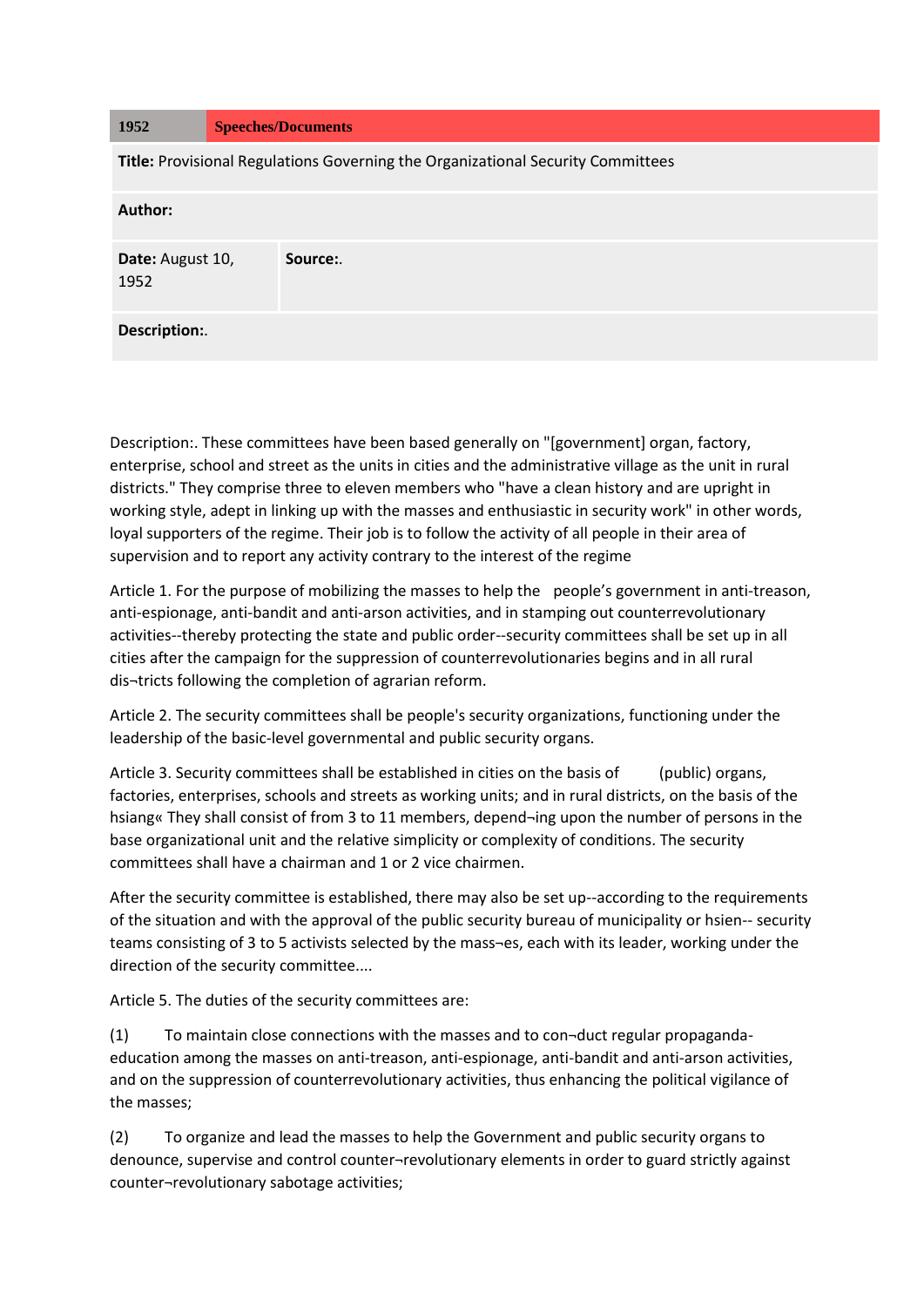| 1952 | Speeches/Documents |
| --- | --- |
| **Title:** Provisional Regulations Governing the Organizational Security Committees | |
| **Author:** | |
| **Date:** August 10, 1952 | **Source:**. |
| **Description:**. | |

Description:. These committees have been based generally on "[government] organ, factory, enterprise, school and street as the units in cities and the administrative village as the unit in rural districts." They comprise three to eleven members who "have a clean history and are upright in working style, adept in linking up with the masses and enthusiastic in security work" in other words, loyal supporters of the regime. Their job is to follow the activity of all people in their area of supervision and to report any activity contrary to the interest of the regime

Article 1. For the purpose of mobilizing the masses to help the people's government in anti-treason, anti-espionage, anti-bandit and anti-arson activities, and in stamping out counterrevolutionary activities--thereby protecting the state and public order--security committees shall be set up in all cities after the campaign for the suppression of counterrevolutionaries begins and in all rural dis¬tricts following the completion of agrarian reform.

Article 2. The security committees shall be people's security organizations, functioning under the leadership of the basic-level governmental and public security organs.

Article 3. Security committees shall be established in cities on the basis of (public) organs, factories, enterprises, schools and streets as working units; and in rural districts, on the basis of the hsiang« They shall consist of from 3 to 11 members, depend¬ing upon the number of persons in the base organizational unit and the relative simplicity or complexity of conditions. The security committees shall have a chairman and 1 or 2 vice chairmen.

After the security committee is established, there may also be set up--according to the requirements of the situation and with the approval of the public security bureau of municipality or hsien-- security teams consisting of 3 to 5 activists selected by the mass¬es, each with its leader, working under the direction of the security committee....

Article 5. The duties of the security committees are:

(1) To maintain close connections with the masses and to con¬duct regular propaganda-education among the masses on anti-treason, anti-espionage, anti-bandit and anti-arson activities, and on the suppression of counterrevolutionary activities, thus enhancing the political vigilance of the masses;

(2) To organize and lead the masses to help the Government and public security organs to denounce, supervise and control counter¬revolutionary elements in order to guard strictly against counter¬revolutionary sabotage activities;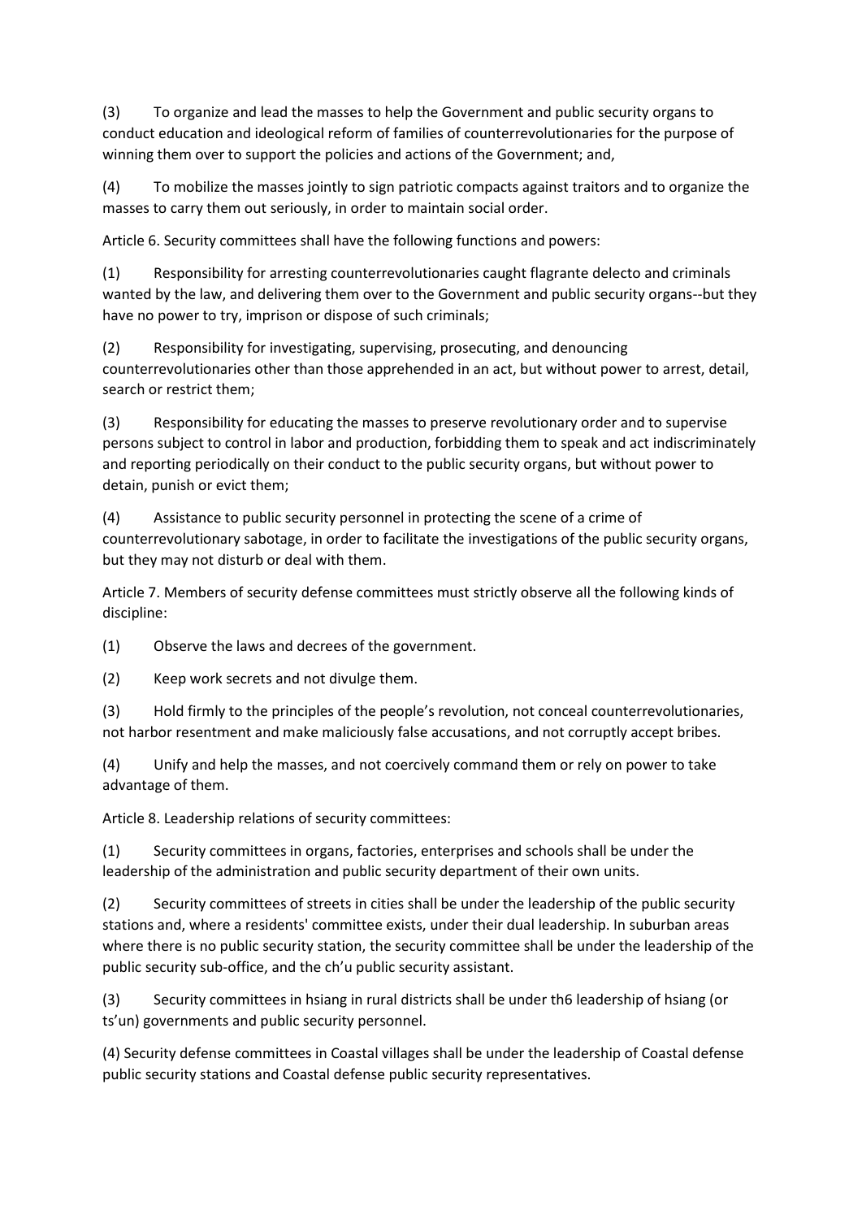(3) To organize and lead the masses to help the Government and public security organs to conduct education and ideological reform of families of counterrevolutionaries for the purpose of winning them over to support the policies and actions of the Government; and,

(4) To mobilize the masses jointly to sign patriotic compacts against traitors and to organize the masses to carry them out seriously, in order to maintain social order.

Article 6. Security committees shall have the following functions and powers:

(1) Responsibility for arresting counterrevolutionaries caught flagrante delecto and criminals wanted by the law, and delivering them over to the Government and public security organs--but they have no power to try, imprison or dispose of such criminals;

(2) Responsibility for investigating, supervising, prosecuting, and denouncing counterrevolutionaries other than those apprehended in an act, but without power to arrest, detail, search or restrict them;

(3) Responsibility for educating the masses to preserve revolutionary order and to supervise persons subject to control in labor and production, forbidding them to speak and act indiscriminately and reporting periodically on their conduct to the public security organs, but without power to detain, punish or evict them;

(4) Assistance to public security personnel in protecting the scene of a crime of counterrevolutionary sabotage, in order to facilitate the investigations of the public security organs, but they may not disturb or deal with them.

Article 7. Members of security defense committees must strictly observe all the following kinds of discipline:

(1) Observe the laws and decrees of the government.

(2) Keep work secrets and not divulge them.

(3) Hold firmly to the principles of the people's revolution, not conceal counterrevolutionaries, not harbor resentment and make maliciously false accusations, and not corruptly accept bribes.

(4) Unify and help the masses, and not coercively command them or rely on power to take advantage of them.

Article 8. Leadership relations of security committees:

(1) Security committees in organs, factories, enterprises and schools shall be under the leadership of the administration and public security department of their own units.

(2) Security committees of streets in cities shall be under the leadership of the public security stations and, where a residents' committee exists, under their dual leadership. In suburban areas where there is no public security station, the security committee shall be under the leadership of the public security sub-office, and the ch'u public security assistant.

(3) Security committees in hsiang in rural districts shall be under th6 leadership of hsiang (or ts'un) governments and public security personnel.

(4) Security defense committees in Coastal villages shall be under the leadership of Coastal defense public security stations and Coastal defense public security representatives.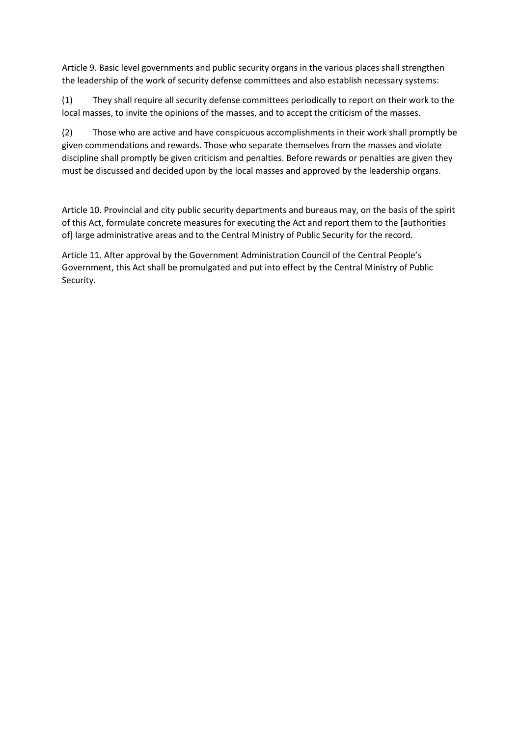Article 9. Basic level governments and public security organs in the various places shall strengthen the leadership of the work of security defense committees and also establish necessary systems:

(1) They shall require all security defense committees periodically to report on their work to the local masses, to invite the opinions of the masses, and to accept the criticism of the masses.

(2) Those who are active and have conspicuous accomplishments in their work shall promptly be given commendations and rewards. Those who separate themselves from the masses and violate discipline shall promptly be given criticism and penalties. Before rewards or penalties are given they must be discussed and decided upon by the local masses and approved by the leadership organs.

Article 10. Provincial and city public security departments and bureaus may, on the basis of the spirit of this Act, formulate concrete measures for executing the Act and report them to the [authorities of] large administrative areas and to the Central Ministry of Public Security for the record.

Article 11. After approval by the Government Administration Council of the Central People's Government, this Act shall be promulgated and put into effect by the Central Ministry of Public Security.